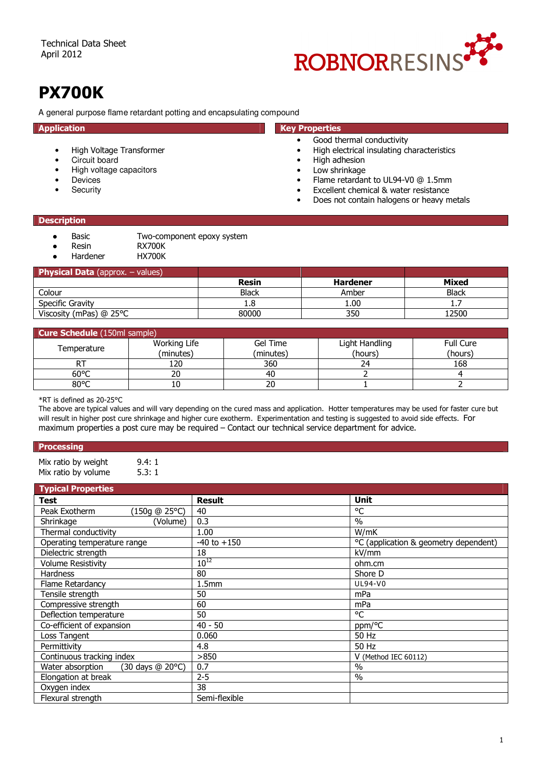Technical Data Sheet
April 2012

ROBNORRESINS

# PX700K

A general purpose flame retardant potting and encapsulating compound

## Application

- High Voltage Transformer
- Circuit board
- High voltage capacitors
- Devices
- Security

## Key Properties

- Good thermal conductivity
- High electrical insulating characteristics
- High adhesion
- Low shrinkage
- Flame retardant to UL94-V0 @ 1.5mm
- Excellent chemical & water resistance
- Does not contain halogens or heavy metals

## Description

- Basic — Two-component epoxy system
- Resin — RX700K
- Hardener — HX700K

| **Physical Data** (approx. – values) | | | |
|---|---|---|---|
| | **Resin** | **Hardener** | **Mixed** |
| Colour | Black | Amber | Black |
| Specific Gravity | 1.8 | 1.00 | 1.7 |
| Viscosity (mPas) @ 25°C | 80000 | 350 | 12500 |

| **Cure Schedule** (150ml sample) | | | | |
|---|---|---|---|---|
| Temperature | Working Life (minutes) | Gel Time (minutes) | Light Handling (hours) | Full Cure (hours) |
| RT | 120 | 360 | 24 | 168 |
| 60°C | 20 | 40 | 2 | 4 |
| 80°C | 10 | 20 | 1 | 2 |

*RT is defined as 20-25°C
The above are typical values and will vary depending on the cured mass and application. Hotter temperatures may be used for faster cure but will result in higher post cure shrinkage and higher cure exotherm. Experimentation and testing is suggested to avoid side effects. For maximum properties a post cure may be required – Contact our technical service department for advice.

## Processing

Mix ratio by weight — 9.4: 1
Mix ratio by volume — 5.3: 1

## Typical Properties

| Test | Result | Unit |
|---|---|---|
| Peak Exotherm (150g @ 25°C) | 40 | °C |
| Shrinkage (Volume) | 0.3 | % |
| Thermal conductivity | 1.00 | W/mK |
| Operating temperature range | -40 to +150 | °C (application & geometry dependent) |
| Dielectric strength | 18 | kV/mm |
| Volume Resistivity | $10^{12}$ | ohm.cm |
| Hardness | 80 | Shore D |
| Flame Retardancy | 1.5mm | UL94-V0 |
| Tensile strength | 50 | mPa |
| Compressive strength | 60 | mPa |
| Deflection temperature | 50 | °C |
| Co-efficient of expansion | 40 - 50 | ppm/°C |
| Loss Tangent | 0.060 | 50 Hz |
| Permittivity | 4.8 | 50 Hz |
| Continuous tracking index | >850 | V (Method IEC 60112) |
| Water absorption (30 days @ 20°C) | 0.7 | % |
| Elongation at break | 2-5 | % |
| Oxygen index | 38 | |
| Flexural strength | Semi-flexible | |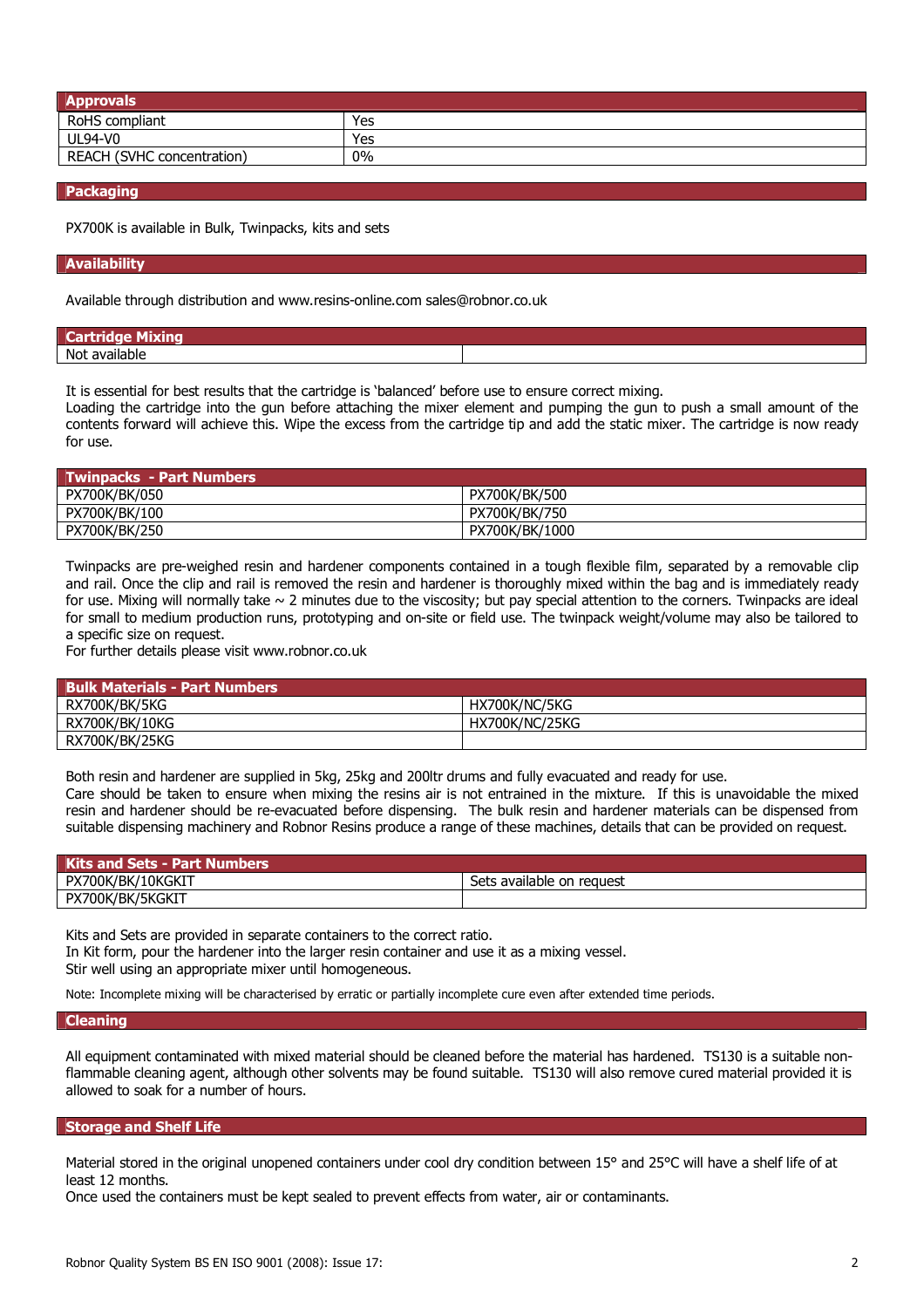| Approvals | |
|---|---|
| RoHS compliant | Yes |
| UL94-V0 | Yes |
| REACH (SVHC concentration) | 0% |

## Packaging

PX700K is available in Bulk, Twinpacks, kits and sets

## Availability

Available through distribution and www.resins-online.com sales@robnor.co.uk

| Cartridge Mixing | |
|---|---|
| Not available | |

It is essential for best results that the cartridge is 'balanced' before use to ensure correct mixing.
Loading the cartridge into the gun before attaching the mixer element and pumping the gun to push a small amount of the contents forward will achieve this. Wipe the excess from the cartridge tip and add the static mixer. The cartridge is now ready for use.

| Twinpacks - Part Numbers | |
|---|---|
| PX700K/BK/050 | PX700K/BK/500 |
| PX700K/BK/100 | PX700K/BK/750 |
| PX700K/BK/250 | PX700K/BK/1000 |

Twinpacks are pre-weighed resin and hardener components contained in a tough flexible film, separated by a removable clip and rail. Once the clip and rail is removed the resin and hardener is thoroughly mixed within the bag and is immediately ready for use. Mixing will normally take ~ 2 minutes due to the viscosity; but pay special attention to the corners. Twinpacks are ideal for small to medium production runs, prototyping and on-site or field use. The twinpack weight/volume may also be tailored to a specific size on request.
For further details please visit www.robnor.co.uk

| Bulk Materials - Part Numbers | |
|---|---|
| RX700K/BK/5KG | HX700K/NC/5KG |
| RX700K/BK/10KG | HX700K/NC/25KG |
| RX700K/BK/25KG | |

Both resin and hardener are supplied in 5kg, 25kg and 200ltr drums and fully evacuated and ready for use.
Care should be taken to ensure when mixing the resins air is not entrained in the mixture. If this is unavoidable the mixed resin and hardener should be re-evacuated before dispensing. The bulk resin and hardener materials can be dispensed from suitable dispensing machinery and Robnor Resins produce a range of these machines, details that can be provided on request.

| Kits and Sets - Part Numbers | |
|---|---|
| PX700K/BK/10KGKIT | Sets available on request |
| PX700K/BK/5KGKIT | |

Kits and Sets are provided in separate containers to the correct ratio.
In Kit form, pour the hardener into the larger resin container and use it as a mixing vessel.
Stir well using an appropriate mixer until homogeneous.

Note: Incomplete mixing will be characterised by erratic or partially incomplete cure even after extended time periods.

## Cleaning

All equipment contaminated with mixed material should be cleaned before the material has hardened. TS130 is a suitable non-flammable cleaning agent, although other solvents may be found suitable. TS130 will also remove cured material provided it is allowed to soak for a number of hours.

## Storage and Shelf Life

Material stored in the original unopened containers under cool dry condition between 15° and 25°C will have a shelf life of at least 12 months.
Once used the containers must be kept sealed to prevent effects from water, air or contaminants.

Robnor Quality System BS EN ISO 9001 (2008): Issue 17: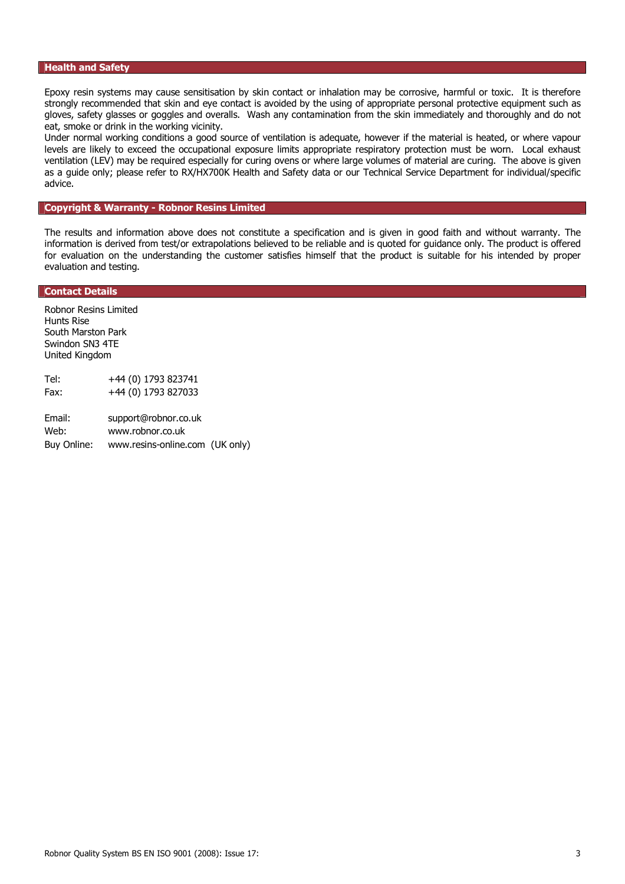## Health and Safety

Epoxy resin systems may cause sensitisation by skin contact or inhalation may be corrosive, harmful or toxic. It is therefore strongly recommended that skin and eye contact is avoided by the using of appropriate personal protective equipment such as gloves, safety glasses or goggles and overalls. Wash any contamination from the skin immediately and thoroughly and do not eat, smoke or drink in the working vicinity.

Under normal working conditions a good source of ventilation is adequate, however if the material is heated, or where vapour levels are likely to exceed the occupational exposure limits appropriate respiratory protection must be worn. Local exhaust ventilation (LEV) may be required especially for curing ovens or where large volumes of material are curing. The above is given as a guide only; please refer to RX/HX700K Health and Safety data or our Technical Service Department for individual/specific advice.

## Copyright & Warranty - Robnor Resins Limited

The results and information above does not constitute a specification and is given in good faith and without warranty. The information is derived from test/or extrapolations believed to be reliable and is quoted for guidance only. The product is offered for evaluation on the understanding the customer satisfies himself that the product is suitable for his intended by proper evaluation and testing.

## Contact Details

Robnor Resins Limited
Hunts Rise
South Marston Park
Swindon SN3 4TE
United Kingdom

Tel: +44 (0) 1793 823741
Fax: +44 (0) 1793 827033

Email: support@robnor.co.uk
Web: www.robnor.co.uk
Buy Online: www.resins-online.com (UK only)

Robnor Quality System BS EN ISO 9001 (2008): Issue 17: